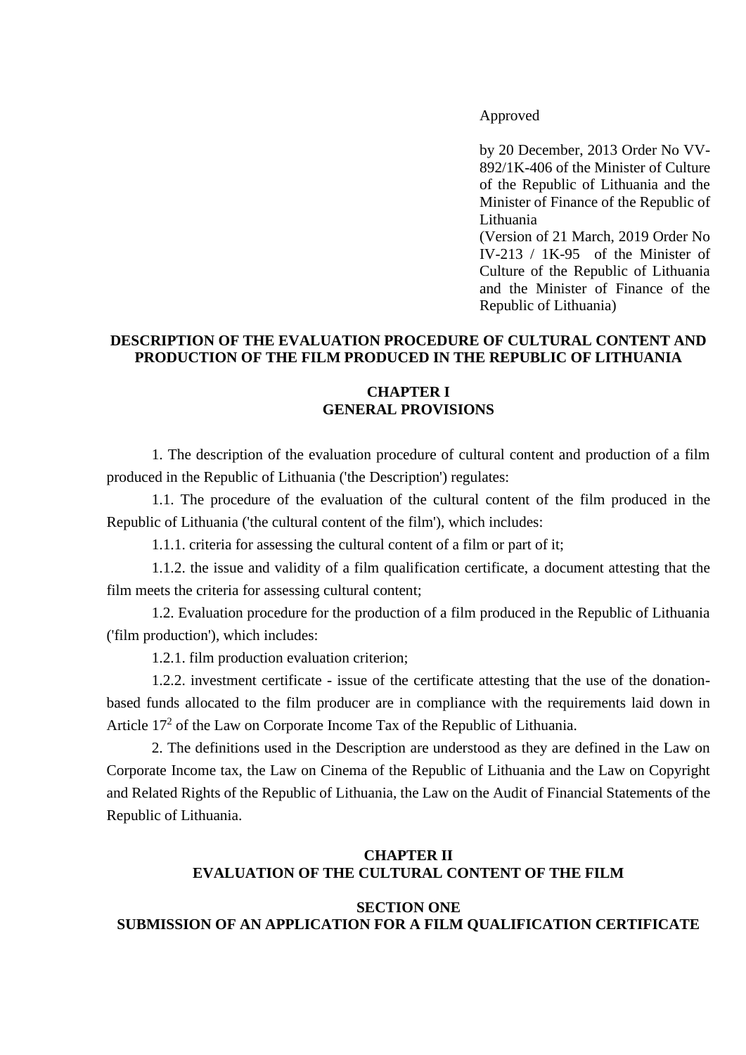Approved

by 20 December, 2013 Order No VV-892/1K-406 of the Minister of Culture of the Republic of Lithuania and the Minister of Finance of the Republic of Lithuania
(Version of 21 March, 2019 Order No IV-213 / 1K-95 of the Minister of Culture of the Republic of Lithuania and the Minister of Finance of the Republic of Lithuania)

# DESCRIPTION OF THE EVALUATION PROCEDURE OF CULTURAL CONTENT AND PRODUCTION OF THE FILM PRODUCED IN THE REPUBLIC OF LITHUANIA

## CHAPTER I
## GENERAL PROVISIONS

1. The description of the evaluation procedure of cultural content and production of a film produced in the Republic of Lithuania ('the Description') regulates:

1.1. The procedure of the evaluation of the cultural content of the film produced in the Republic of Lithuania ('the cultural content of the film'), which includes:

1.1.1. criteria for assessing the cultural content of a film or part of it;

1.1.2. the issue and validity of a film qualification certificate, a document attesting that the film meets the criteria for assessing cultural content;

1.2. Evaluation procedure for the production of a film produced in the Republic of Lithuania ('film production'), which includes:

1.2.1. film production evaluation criterion;

1.2.2. investment certificate - issue of the certificate attesting that the use of the donation-based funds allocated to the film producer are in compliance with the requirements laid down in Article $17^2$ of the Law on Corporate Income Tax of the Republic of Lithuania.

2. The definitions used in the Description are understood as they are defined in the Law on Corporate Income tax, the Law on Cinema of the Republic of Lithuania and the Law on Copyright and Related Rights of the Republic of Lithuania, the Law on the Audit of Financial Statements of the Republic of Lithuania.

## CHAPTER II
## EVALUATION OF THE CULTURAL CONTENT OF THE FILM

### SECTION ONE
### SUBMISSION OF AN APPLICATION FOR A FILM QUALIFICATION CERTIFICATE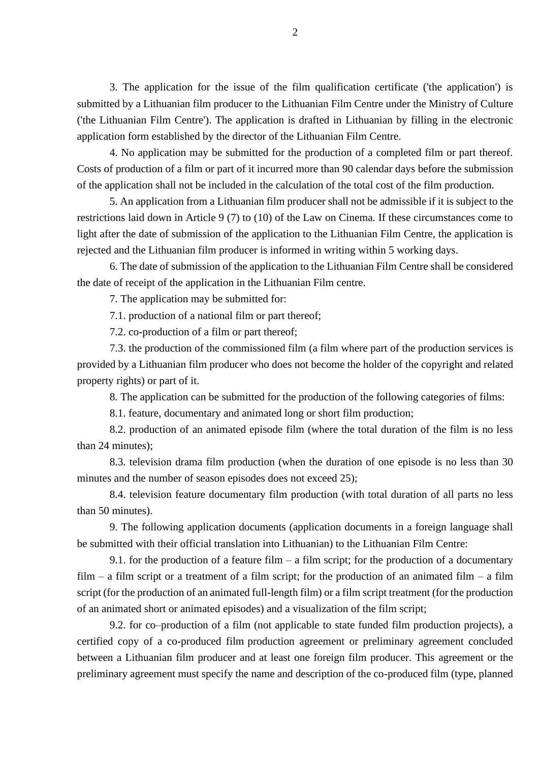3. The application for the issue of the film qualification certificate ('the application') is submitted by a Lithuanian film producer to the Lithuanian Film Centre under the Ministry of Culture ('the Lithuanian Film Centre'). The application is drafted in Lithuanian by filling in the electronic application form established by the director of the Lithuanian Film Centre.

4. No application may be submitted for the production of a completed film or part thereof. Costs of production of a film or part of it incurred more than 90 calendar days before the submission of the application shall not be included in the calculation of the total cost of the film production.

5. An application from a Lithuanian film producer shall not be admissible if it is subject to the restrictions laid down in Article 9 (7) to (10) of the Law on Cinema. If these circumstances come to light after the date of submission of the application to the Lithuanian Film Centre, the application is rejected and the Lithuanian film producer is informed in writing within 5 working days.

6. The date of submission of the application to the Lithuanian Film Centre shall be considered the date of receipt of the application in the Lithuanian Film centre.

7. The application may be submitted for:

7.1. production of a national film or part thereof;

7.2. co-production of a film or part thereof;

7.3. the production of the commissioned film (a film where part of the production services is provided by a Lithuanian film producer who does not become the holder of the copyright and related property rights) or part of it.

8. The application can be submitted for the production of the following categories of films:

8.1. feature, documentary and animated long or short film production;

8.2. production of an animated episode film (where the total duration of the film is no less than 24 minutes);

8.3. television drama film production (when the duration of one episode is no less than 30 minutes and the number of season episodes does not exceed 25);

8.4. television feature documentary film production (with total duration of all parts no less than 50 minutes).

9. The following application documents (application documents in a foreign language shall be submitted with their official translation into Lithuanian) to the Lithuanian Film Centre:

9.1. for the production of a feature film – a film script; for the production of a documentary film – a film script or a treatment of a film script; for the production of an animated film – a film script (for the production of an animated full-length film) or a film script treatment (for the production of an animated short or animated episodes) and a visualization of the film script;

9.2. for co–production of a film (not applicable to state funded film production projects), a certified copy of a co-produced film production agreement or preliminary agreement concluded between a Lithuanian film producer and at least one foreign film producer. This agreement or the preliminary agreement must specify the name and description of the co-produced film (type, planned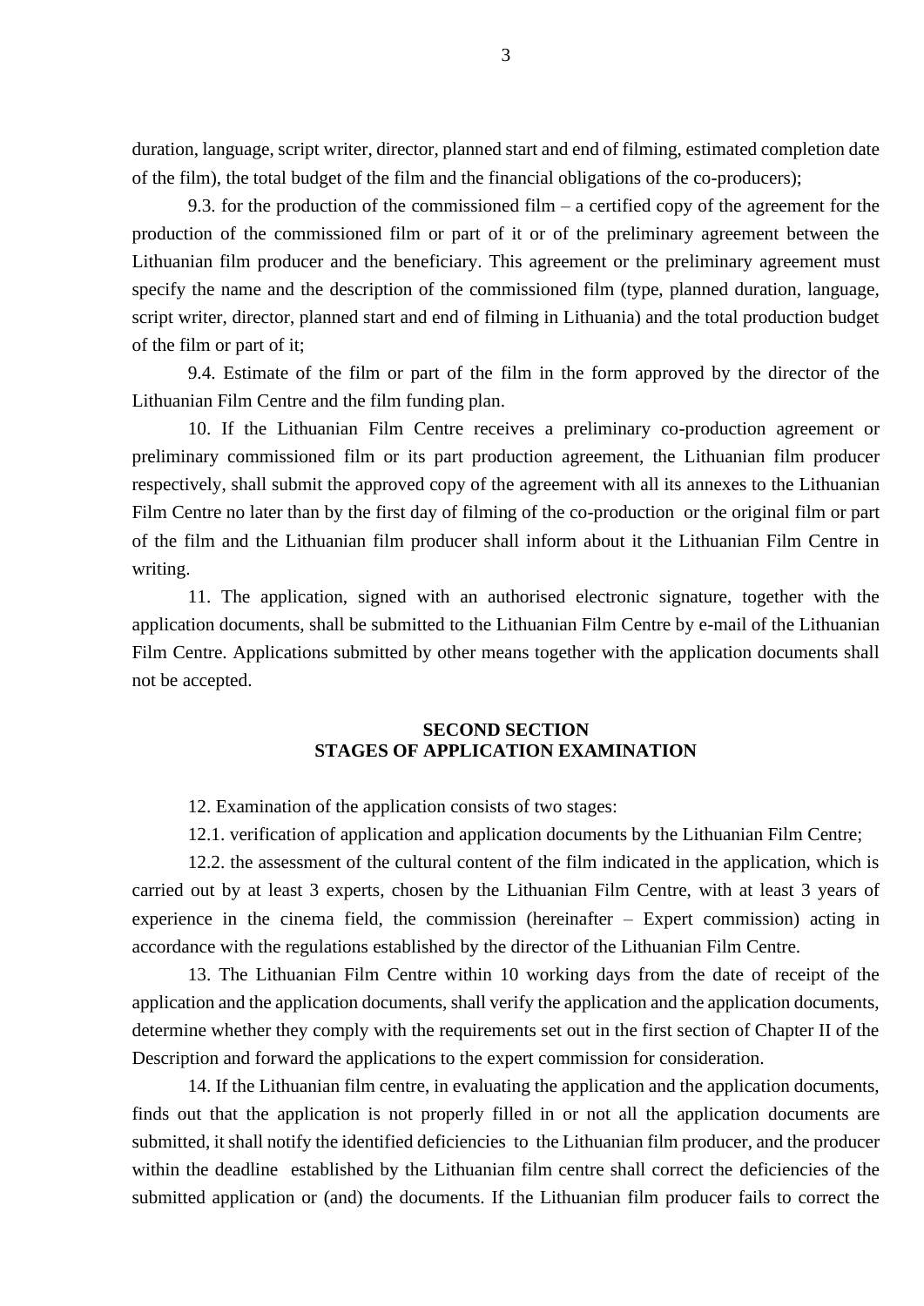duration, language, script writer, director, planned start and end of filming, estimated completion date of the film), the total budget of the film and the financial obligations of the co-producers);

9.3. for the production of the commissioned film – a certified copy of the agreement for the production of the commissioned film or part of it or of the preliminary agreement between the Lithuanian film producer and the beneficiary. This agreement or the preliminary agreement must specify the name and the description of the commissioned film (type, planned duration, language, script writer, director, planned start and end of filming in Lithuania) and the total production budget of the film or part of it;

9.4. Estimate of the film or part of the film in the form approved by the director of the Lithuanian Film Centre and the film funding plan.

10. If the Lithuanian Film Centre receives a preliminary co-production agreement or preliminary commissioned film or its part production agreement, the Lithuanian film producer respectively, shall submit the approved copy of the agreement with all its annexes to the Lithuanian Film Centre no later than by the first day of filming of the co-production or the original film or part of the film and the Lithuanian film producer shall inform about it the Lithuanian Film Centre in writing.

11. The application, signed with an authorised electronic signature, together with the application documents, shall be submitted to the Lithuanian Film Centre by e-mail of the Lithuanian Film Centre. Applications submitted by other means together with the application documents shall not be accepted.

## SECOND SECTION
## STAGES OF APPLICATION EXAMINATION

12. Examination of the application consists of two stages:

12.1. verification of application and application documents by the Lithuanian Film Centre;

12.2. the assessment of the cultural content of the film indicated in the application, which is carried out by at least 3 experts, chosen by the Lithuanian Film Centre, with at least 3 years of experience in the cinema field, the commission (hereinafter – Expert commission) acting in accordance with the regulations established by the director of the Lithuanian Film Centre.

13. The Lithuanian Film Centre within 10 working days from the date of receipt of the application and the application documents, shall verify the application and the application documents, determine whether they comply with the requirements set out in the first section of Chapter II of the Description and forward the applications to the expert commission for consideration.

14. If the Lithuanian film centre, in evaluating the application and the application documents, finds out that the application is not properly filled in or not all the application documents are submitted, it shall notify the identified deficiencies to the Lithuanian film producer, and the producer within the deadline established by the Lithuanian film centre shall correct the deficiencies of the submitted application or (and) the documents. If the Lithuanian film producer fails to correct the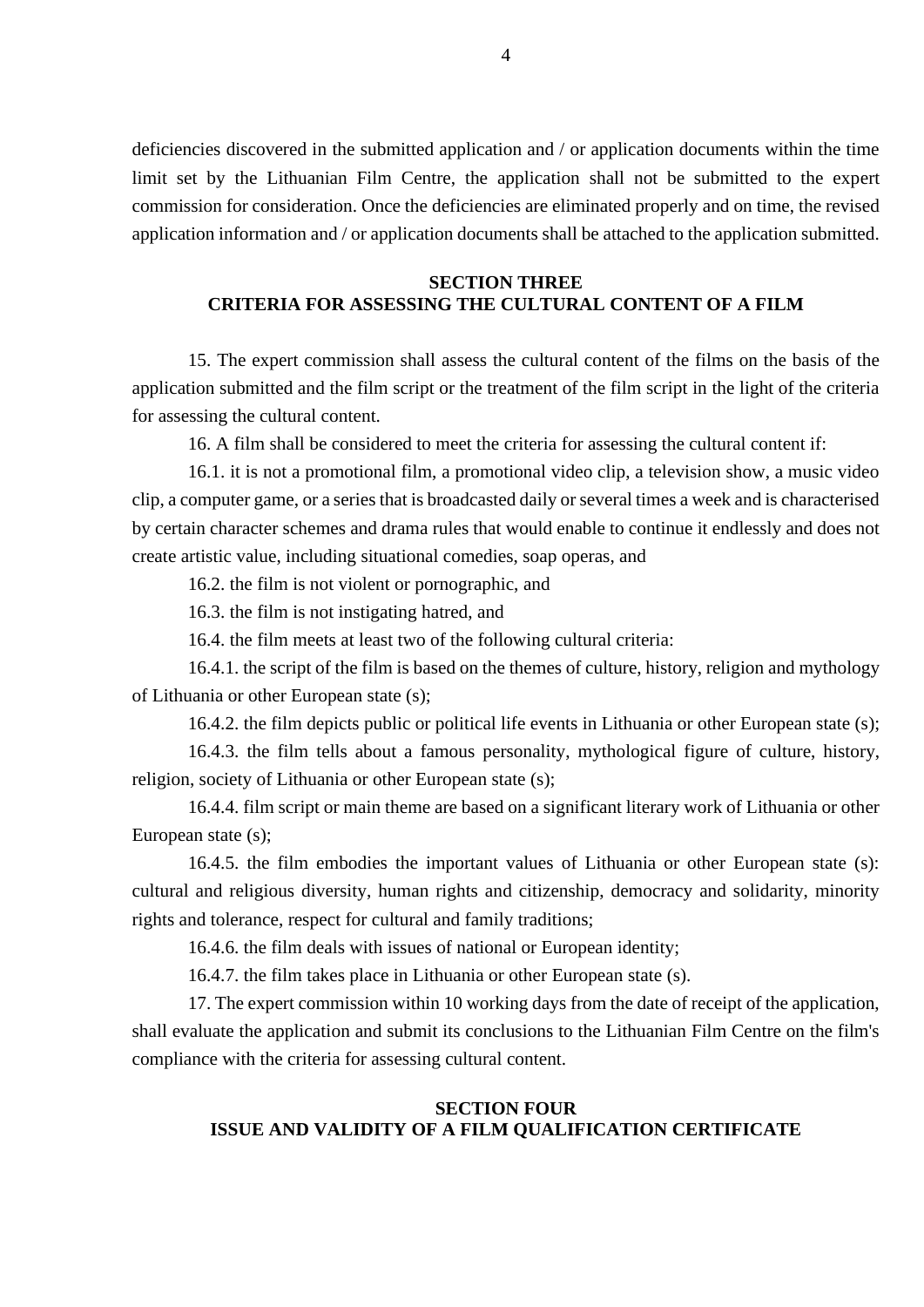deficiencies discovered in the submitted application and / or application documents within the time limit set by the Lithuanian Film Centre, the application shall not be submitted to the expert commission for consideration. Once the deficiencies are eliminated properly and on time, the revised application information and / or application documents shall be attached to the application submitted.

## SECTION THREE
## CRITERIA FOR ASSESSING THE CULTURAL CONTENT OF A FILM

15. The expert commission shall assess the cultural content of the films on the basis of the application submitted and the film script or the treatment of the film script in the light of the criteria for assessing the cultural content.

16. A film shall be considered to meet the criteria for assessing the cultural content if:

16.1. it is not a promotional film, a promotional video clip, a television show, a music video clip, a computer game, or a series that is broadcasted daily or several times a week and is characterised by certain character schemes and drama rules that would enable to continue it endlessly and does not create artistic value, including situational comedies, soap operas, and

16.2. the film is not violent or pornographic, and

16.3. the film is not instigating hatred, and

16.4. the film meets at least two of the following cultural criteria:

16.4.1. the script of the film is based on the themes of culture, history, religion and mythology of Lithuania or other European state (s);

16.4.2. the film depicts public or political life events in Lithuania or other European state (s);

16.4.3. the film tells about a famous personality, mythological figure of culture, history, religion, society of Lithuania or other European state (s);

16.4.4. film script or main theme are based on a significant literary work of Lithuania or other European state (s);

16.4.5. the film embodies the important values of Lithuania or other European state (s): cultural and religious diversity, human rights and citizenship, democracy and solidarity, minority rights and tolerance, respect for cultural and family traditions;

16.4.6. the film deals with issues of national or European identity;

16.4.7. the film takes place in Lithuania or other European state (s).

17. The expert commission within 10 working days from the date of receipt of the application, shall evaluate the application and submit its conclusions to the Lithuanian Film Centre on the film's compliance with the criteria for assessing cultural content.

## SECTION FOUR
## ISSUE AND VALIDITY OF A FILM QUALIFICATION CERTIFICATE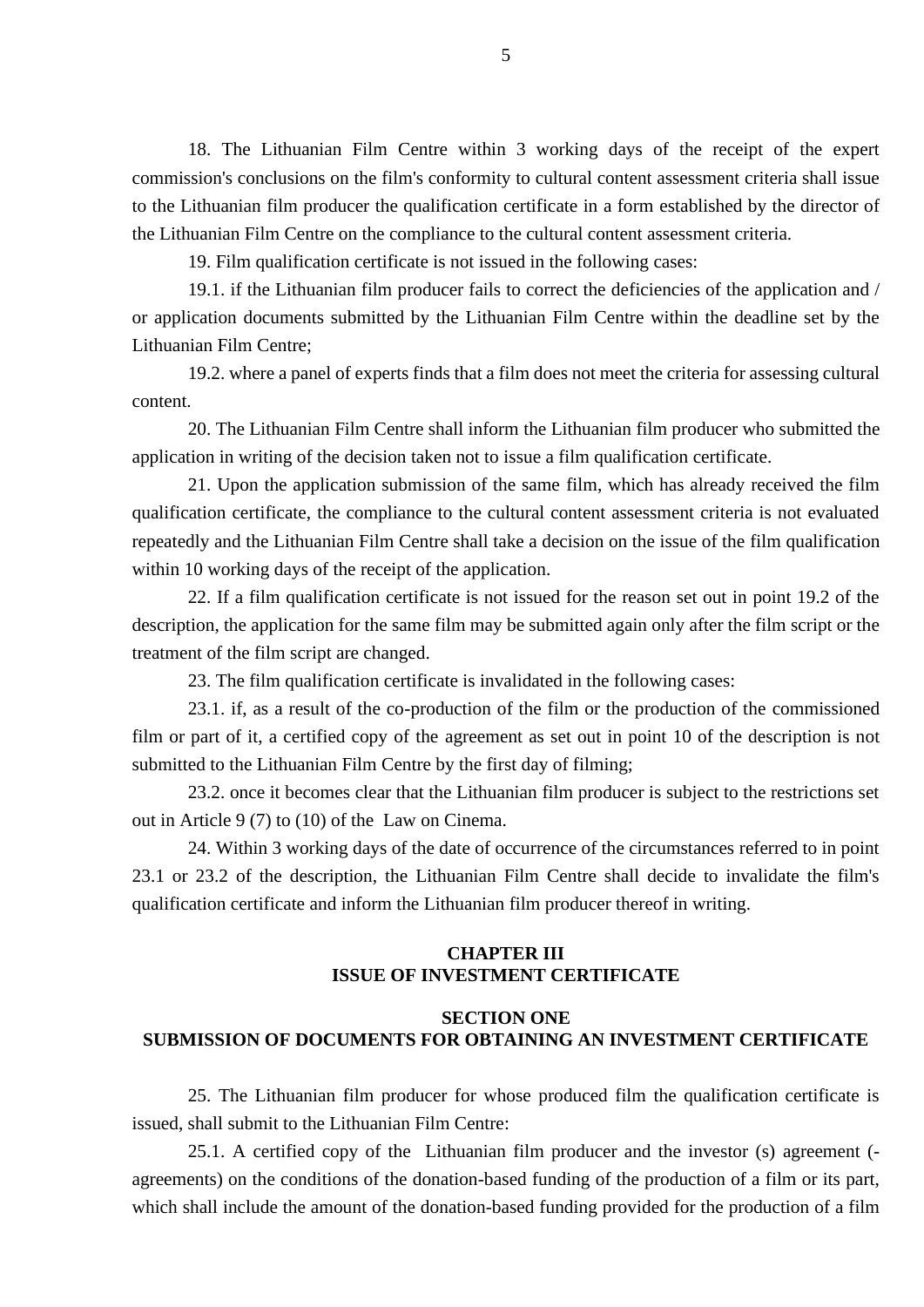18. The Lithuanian Film Centre within 3 working days of the receipt of the expert commission's conclusions on the film's conformity to cultural content assessment criteria shall issue to the Lithuanian film producer the qualification certificate in a form established by the director of the Lithuanian Film Centre on the compliance to the cultural content assessment criteria.

19. Film qualification certificate is not issued in the following cases:

19.1. if the Lithuanian film producer fails to correct the deficiencies of the application and / or application documents submitted by the Lithuanian Film Centre within the deadline set by the Lithuanian Film Centre;

19.2. where a panel of experts finds that a film does not meet the criteria for assessing cultural content.

20. The Lithuanian Film Centre shall inform the Lithuanian film producer who submitted the application in writing of the decision taken not to issue a film qualification certificate.

21. Upon the application submission of the same film, which has already received the film qualification certificate, the compliance to the cultural content assessment criteria is not evaluated repeatedly and the Lithuanian Film Centre shall take a decision on the issue of the film qualification within 10 working days of the receipt of the application.

22. If a film qualification certificate is not issued for the reason set out in point 19.2 of the description, the application for the same film may be submitted again only after the film script or the treatment of the film script are changed.

23. The film qualification certificate is invalidated in the following cases:

23.1. if, as a result of the co-production of the film or the production of the commissioned film or part of it, a certified copy of the agreement as set out in point 10 of the description is not submitted to the Lithuanian Film Centre by the first day of filming;

23.2. once it becomes clear that the Lithuanian film producer is subject to the restrictions set out in Article 9 (7) to (10) of the Law on Cinema.

24. Within 3 working days of the date of occurrence of the circumstances referred to in point 23.1 or 23.2 of the description, the Lithuanian Film Centre shall decide to invalidate the film's qualification certificate and inform the Lithuanian film producer thereof in writing.

## CHAPTER III
## ISSUE OF INVESTMENT CERTIFICATE

### SECTION ONE
### SUBMISSION OF DOCUMENTS FOR OBTAINING AN INVESTMENT CERTIFICATE

25. The Lithuanian film producer for whose produced film the qualification certificate is issued, shall submit to the Lithuanian Film Centre:

25.1. A certified copy of the Lithuanian film producer and the investor (s) agreement (-agreements) on the conditions of the donation-based funding of the production of a film or its part, which shall include the amount of the donation-based funding provided for the production of a film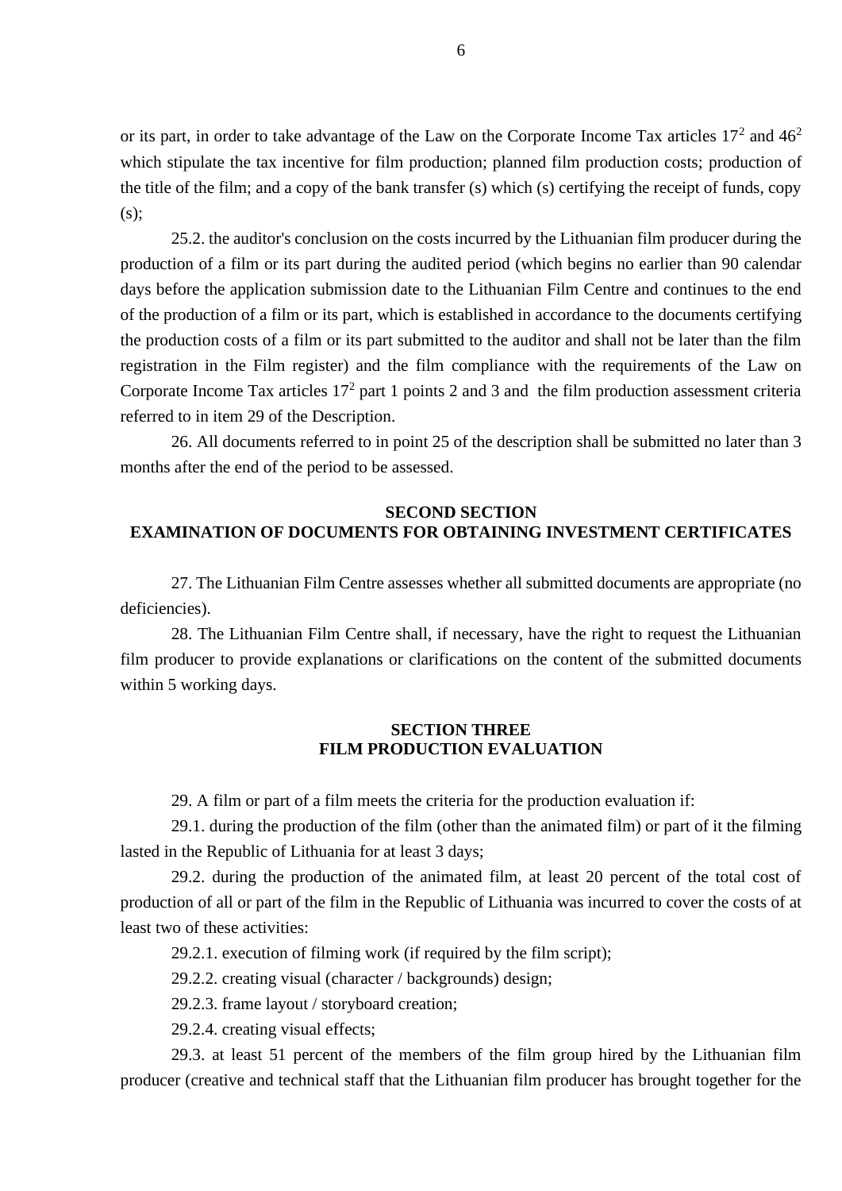or its part, in order to take advantage of the Law on the Corporate Income Tax articles $17^2$ and $46^2$ which stipulate the tax incentive for film production; planned film production costs; production of the title of the film; and a copy of the bank transfer (s) which (s) certifying the receipt of funds, copy (s);

25.2. the auditor's conclusion on the costs incurred by the Lithuanian film producer during the production of a film or its part during the audited period (which begins no earlier than 90 calendar days before the application submission date to the Lithuanian Film Centre and continues to the end of the production of a film or its part, which is established in accordance to the documents certifying the production costs of a film or its part submitted to the auditor and shall not be later than the film registration in the Film register) and the film compliance with the requirements of the Law on Corporate Income Tax articles $17^2$ part 1 points 2 and 3 and the film production assessment criteria referred to in item 29 of the Description.

26. All documents referred to in point 25 of the description shall be submitted no later than 3 months after the end of the period to be assessed.

## SECOND SECTION
## EXAMINATION OF DOCUMENTS FOR OBTAINING INVESTMENT CERTIFICATES

27. The Lithuanian Film Centre assesses whether all submitted documents are appropriate (no deficiencies).

28. The Lithuanian Film Centre shall, if necessary, have the right to request the Lithuanian film producer to provide explanations or clarifications on the content of the submitted documents within 5 working days.

## SECTION THREE
## FILM PRODUCTION EVALUATION

29. A film or part of a film meets the criteria for the production evaluation if:

29.1. during the production of the film (other than the animated film) or part of it the filming lasted in the Republic of Lithuania for at least 3 days;

29.2. during the production of the animated film, at least 20 percent of the total cost of production of all or part of the film in the Republic of Lithuania was incurred to cover the costs of at least two of these activities:

29.2.1. execution of filming work (if required by the film script);

29.2.2. creating visual (character / backgrounds) design;

29.2.3. frame layout / storyboard creation;

29.2.4. creating visual effects;

29.3. at least 51 percent of the members of the film group hired by the Lithuanian film producer (creative and technical staff that the Lithuanian film producer has brought together for the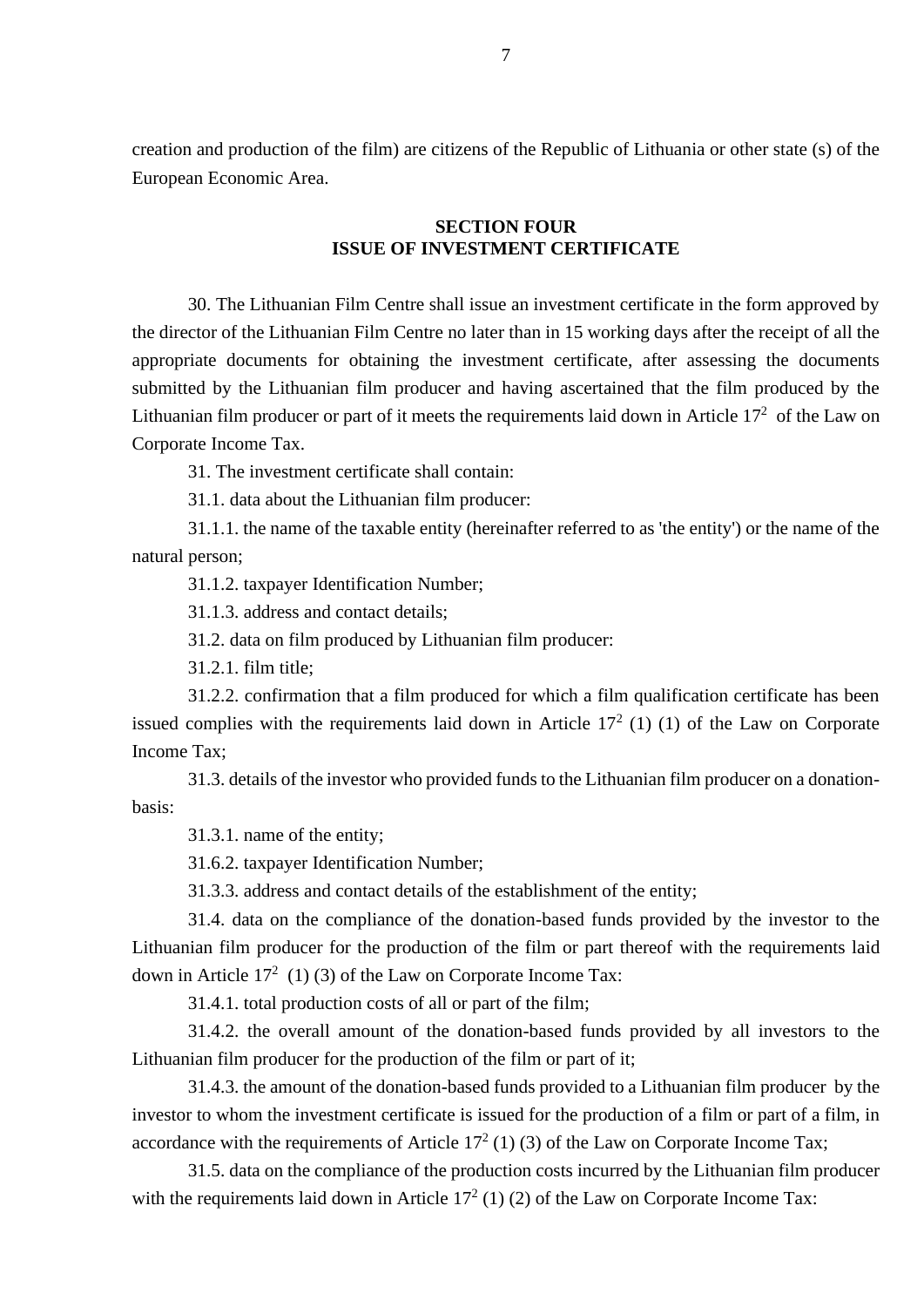creation and production of the film) are citizens of the Republic of Lithuania or other state (s) of the European Economic Area.

## SECTION FOUR
## ISSUE OF INVESTMENT CERTIFICATE

30. The Lithuanian Film Centre shall issue an investment certificate in the form approved by the director of the Lithuanian Film Centre no later than in 15 working days after the receipt of all the appropriate documents for obtaining the investment certificate, after assessing the documents submitted by the Lithuanian film producer and having ascertained that the film produced by the Lithuanian film producer or part of it meets the requirements laid down in Article $17^2$ of the Law on Corporate Income Tax.

31. The investment certificate shall contain:

31.1. data about the Lithuanian film producer:

31.1.1. the name of the taxable entity (hereinafter referred to as 'the entity') or the name of the natural person;

31.1.2. taxpayer Identification Number;

31.1.3. address and contact details;

31.2. data on film produced by Lithuanian film producer:

31.2.1. film title;

31.2.2. confirmation that a film produced for which a film qualification certificate has been issued complies with the requirements laid down in Article $17^2$ (1) (1) of the Law on Corporate Income Tax;

31.3. details of the investor who provided funds to the Lithuanian film producer on a donation-basis:

31.3.1. name of the entity;

31.6.2. taxpayer Identification Number;

31.3.3. address and contact details of the establishment of the entity;

31.4. data on the compliance of the donation-based funds provided by the investor to the Lithuanian film producer for the production of the film or part thereof with the requirements laid down in Article $17^2$ (1) (3) of the Law on Corporate Income Tax:

31.4.1. total production costs of all or part of the film;

31.4.2. the overall amount of the donation-based funds provided by all investors to the Lithuanian film producer for the production of the film or part of it;

31.4.3. the amount of the donation-based funds provided to a Lithuanian film producer by the investor to whom the investment certificate is issued for the production of a film or part of a film, in accordance with the requirements of Article $17^2$ (1) (3) of the Law on Corporate Income Tax;

31.5. data on the compliance of the production costs incurred by the Lithuanian film producer with the requirements laid down in Article $17^2$ (1) (2) of the Law on Corporate Income Tax: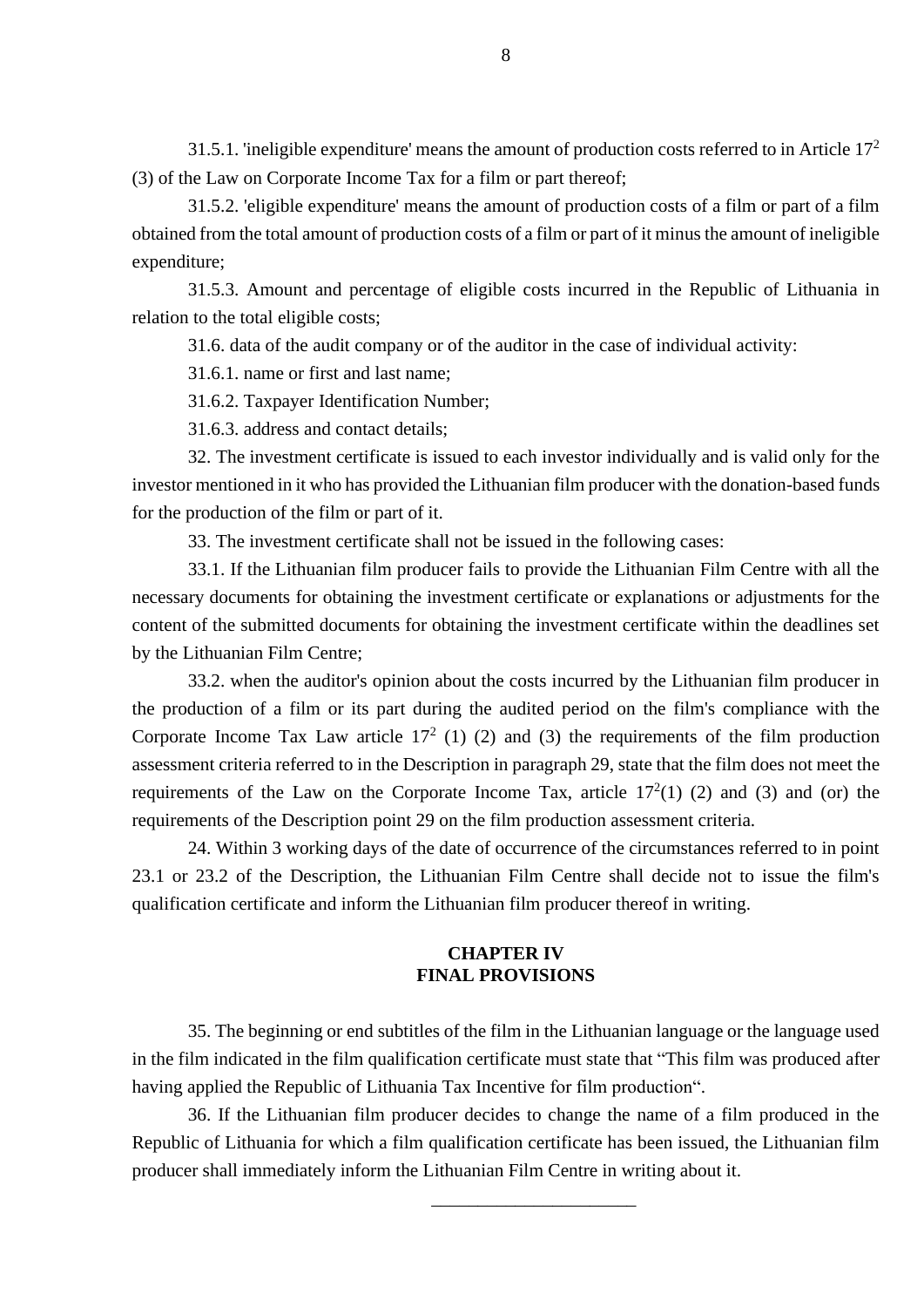31.5.1. 'ineligible expenditure' means the amount of production costs referred to in Article $17^2$ (3) of the Law on Corporate Income Tax for a film or part thereof;

31.5.2. 'eligible expenditure' means the amount of production costs of a film or part of a film obtained from the total amount of production costs of a film or part of it minus the amount of ineligible expenditure;

31.5.3. Amount and percentage of eligible costs incurred in the Republic of Lithuania in relation to the total eligible costs;

31.6. data of the audit company or of the auditor in the case of individual activity:

31.6.1. name or first and last name;

31.6.2. Taxpayer Identification Number;

31.6.3. address and contact details;

32. The investment certificate is issued to each investor individually and is valid only for the investor mentioned in it who has provided the Lithuanian film producer with the donation-based funds for the production of the film or part of it.

33. The investment certificate shall not be issued in the following cases:

33.1. If the Lithuanian film producer fails to provide the Lithuanian Film Centre with all the necessary documents for obtaining the investment certificate or explanations or adjustments for the content of the submitted documents for obtaining the investment certificate within the deadlines set by the Lithuanian Film Centre;

33.2. when the auditor's opinion about the costs incurred by the Lithuanian film producer in the production of a film or its part during the audited period on the film's compliance with the Corporate Income Tax Law article $17^2$ (1) (2) and (3) the requirements of the film production assessment criteria referred to in the Description in paragraph 29, state that the film does not meet the requirements of the Law on the Corporate Income Tax, article $17^2$(1) (2) and (3) and (or) the requirements of the Description point 29 on the film production assessment criteria.

24. Within 3 working days of the date of occurrence of the circumstances referred to in point 23.1 or 23.2 of the Description, the Lithuanian Film Centre shall decide not to issue the film's qualification certificate and inform the Lithuanian film producer thereof in writing.

## CHAPTER IV
## FINAL PROVISIONS

35. The beginning or end subtitles of the film in the Lithuanian language or the language used in the film indicated in the film qualification certificate must state that “This film was produced after having applied the Republic of Lithuania Tax Incentive for film production“.

36. If the Lithuanian film producer decides to change the name of a film produced in the Republic of Lithuania for which a film qualification certificate has been issued, the Lithuanian film producer shall immediately inform the Lithuanian Film Centre in writing about it.

\_\_\_\_\_\_\_\_\_\_\_\_\_\_\_\_\_\_\_\_\_\_